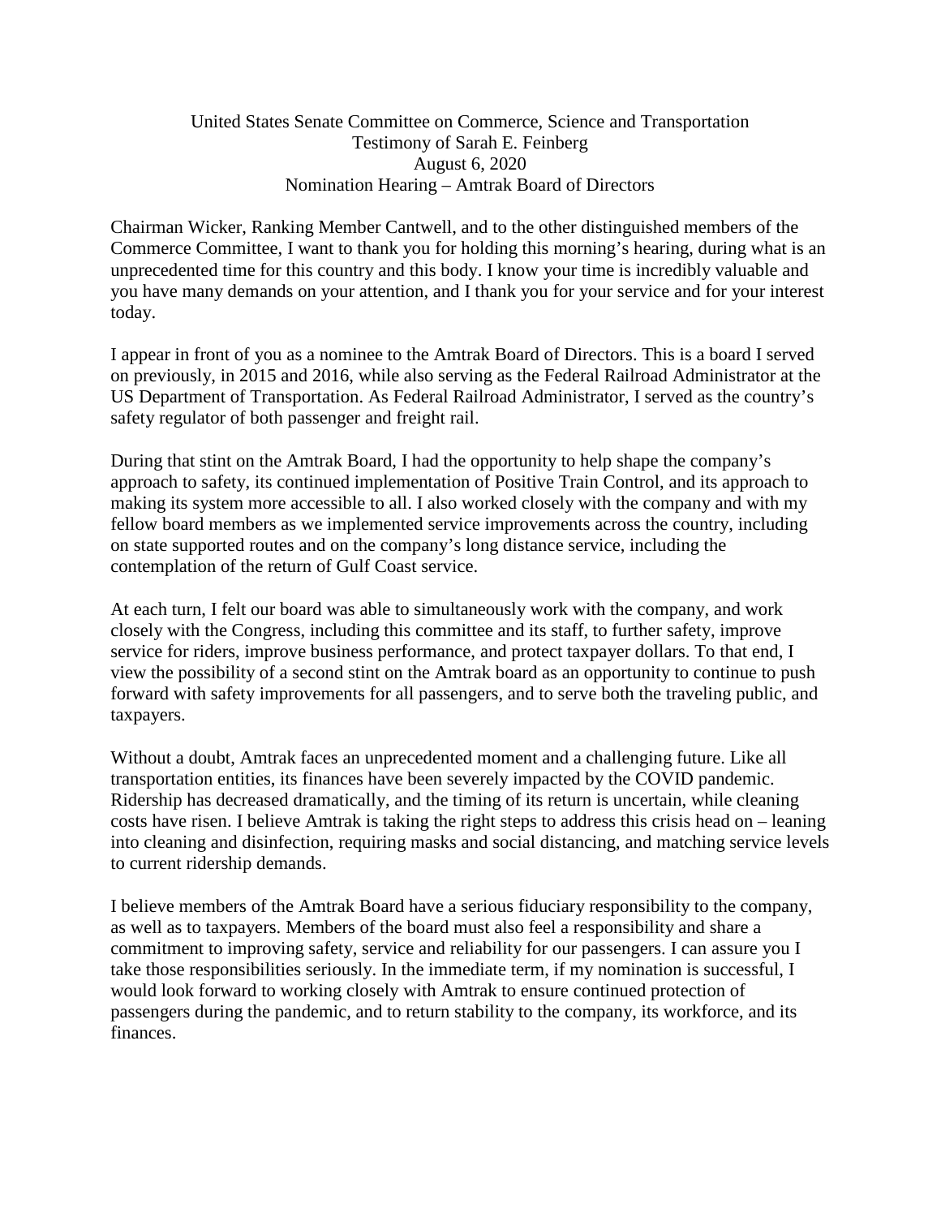United States Senate Committee on Commerce, Science and Transportation
Testimony of Sarah E. Feinberg
August 6, 2020
Nomination Hearing – Amtrak Board of Directors

Chairman Wicker, Ranking Member Cantwell, and to the other distinguished members of the Commerce Committee, I want to thank you for holding this morning's hearing, during what is an unprecedented time for this country and this body. I know your time is incredibly valuable and you have many demands on your attention, and I thank you for your service and for your interest today.

I appear in front of you as a nominee to the Amtrak Board of Directors. This is a board I served on previously, in 2015 and 2016, while also serving as the Federal Railroad Administrator at the US Department of Transportation. As Federal Railroad Administrator, I served as the country's safety regulator of both passenger and freight rail.

During that stint on the Amtrak Board, I had the opportunity to help shape the company's approach to safety, its continued implementation of Positive Train Control, and its approach to making its system more accessible to all. I also worked closely with the company and with my fellow board members as we implemented service improvements across the country, including on state supported routes and on the company's long distance service, including the contemplation of the return of Gulf Coast service.

At each turn, I felt our board was able to simultaneously work with the company, and work closely with the Congress, including this committee and its staff, to further safety, improve service for riders, improve business performance, and protect taxpayer dollars. To that end, I view the possibility of a second stint on the Amtrak board as an opportunity to continue to push forward with safety improvements for all passengers, and to serve both the traveling public, and taxpayers.

Without a doubt, Amtrak faces an unprecedented moment and a challenging future. Like all transportation entities, its finances have been severely impacted by the COVID pandemic. Ridership has decreased dramatically, and the timing of its return is uncertain, while cleaning costs have risen. I believe Amtrak is taking the right steps to address this crisis head on – leaning into cleaning and disinfection, requiring masks and social distancing, and matching service levels to current ridership demands.

I believe members of the Amtrak Board have a serious fiduciary responsibility to the company, as well as to taxpayers. Members of the board must also feel a responsibility and share a commitment to improving safety, service and reliability for our passengers. I can assure you I take those responsibilities seriously. In the immediate term, if my nomination is successful, I would look forward to working closely with Amtrak to ensure continued protection of passengers during the pandemic, and to return stability to the company, its workforce, and its finances.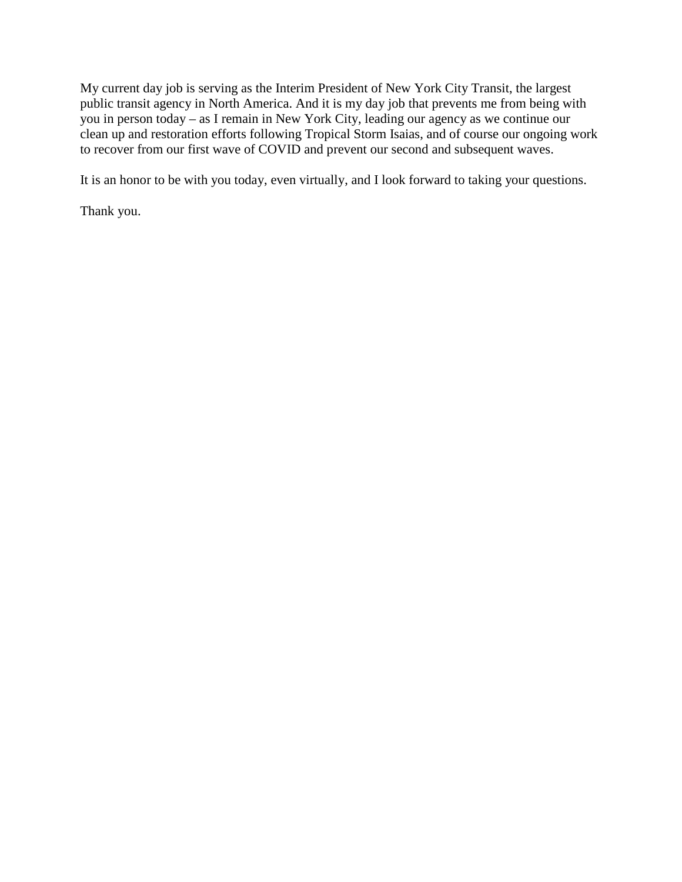My current day job is serving as the Interim President of New York City Transit, the largest public transit agency in North America. And it is my day job that prevents me from being with you in person today – as I remain in New York City, leading our agency as we continue our clean up and restoration efforts following Tropical Storm Isaias, and of course our ongoing work to recover from our first wave of COVID and prevent our second and subsequent waves.

It is an honor to be with you today, even virtually, and I look forward to taking your questions.

Thank you.